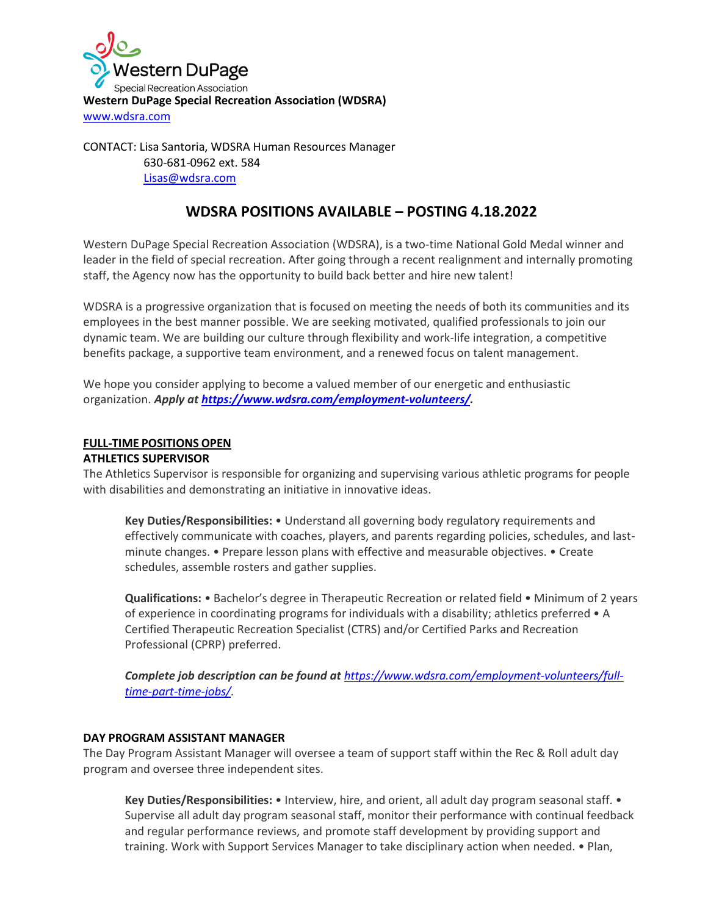Western DuPage Special Recreation Association

**Western DuPage Special Recreation Association (WDSRA)**
[www.wdsra.com](http://www.wdsra.com)

CONTACT: Lisa Santoria, WDSRA Human Resources Manager
630-681-0962 ext. 584
[Lisas@wdsra.com](mailto:Lisas@wdsra.com)

# WDSRA POSITIONS AVAILABLE – POSTING 4.18.2022

Western DuPage Special Recreation Association (WDSRA), is a two-time National Gold Medal winner and leader in the field of special recreation. After going through a recent realignment and internally promoting staff, the Agency now has the opportunity to build back better and hire new talent!

WDSRA is a progressive organization that is focused on meeting the needs of both its communities and its employees in the best manner possible. We are seeking motivated, qualified professionals to join our dynamic team. We are building our culture through flexibility and work-life integration, a competitive benefits package, a supportive team environment, and a renewed focus on talent management.

We hope you consider applying to become a valued member of our energetic and enthusiastic organization. ***Apply at [https://www.wdsra.com/employment-volunteers/](https://www.wdsra.com/employment-volunteers/).***

## FULL-TIME POSITIONS OPEN

### ATHLETICS SUPERVISOR

The Athletics Supervisor is responsible for organizing and supervising various athletic programs for people with disabilities and demonstrating an initiative in innovative ideas.

**Key Duties/Responsibilities:** • Understand all governing body regulatory requirements and effectively communicate with coaches, players, and parents regarding policies, schedules, and last-minute changes. • Prepare lesson plans with effective and measurable objectives. • Create schedules, assemble rosters and gather supplies.

**Qualifications:** • Bachelor's degree in Therapeutic Recreation or related field • Minimum of 2 years of experience in coordinating programs for individuals with a disability; athletics preferred • A Certified Therapeutic Recreation Specialist (CTRS) and/or Certified Parks and Recreation Professional (CPRP) preferred.

***Complete job description can be found at*** [https://www.wdsra.com/employment-volunteers/full-time-part-time-jobs/](https://www.wdsra.com/employment-volunteers/full-time-part-time-jobs/).

### DAY PROGRAM ASSISTANT MANAGER

The Day Program Assistant Manager will oversee a team of support staff within the Rec & Roll adult day program and oversee three independent sites.

**Key Duties/Responsibilities:** • Interview, hire, and orient, all adult day program seasonal staff. • Supervise all adult day program seasonal staff, monitor their performance with continual feedback and regular performance reviews, and promote staff development by providing support and training. Work with Support Services Manager to take disciplinary action when needed. • Plan,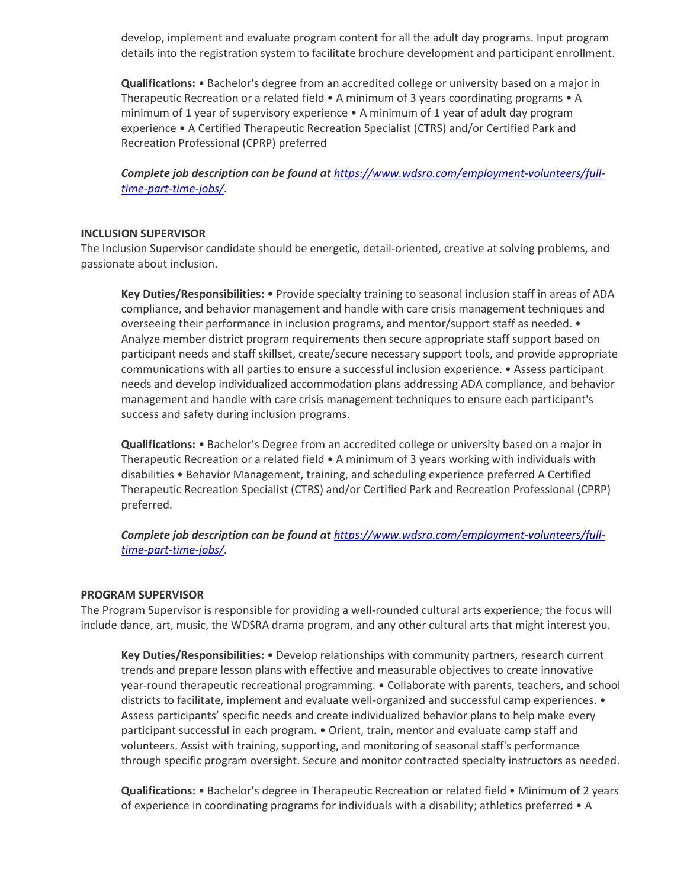develop, implement and evaluate program content for all the adult day programs. Input program details into the registration system to facilitate brochure development and participant enrollment.

**Qualifications:** • Bachelor's degree from an accredited college or university based on a major in Therapeutic Recreation or a related field • A minimum of 3 years coordinating programs • A minimum of 1 year of supervisory experience • A minimum of 1 year of adult day program experience • A Certified Therapeutic Recreation Specialist (CTRS) and/or Certified Park and Recreation Professional (CPRP) preferred

***Complete job description can be found at*** *[https://www.wdsra.com/employment-volunteers/full-time-part-time-jobs/](https://www.wdsra.com/employment-volunteers/full-time-part-time-jobs/).*

**INCLUSION SUPERVISOR**

The Inclusion Supervisor candidate should be energetic, detail-oriented, creative at solving problems, and passionate about inclusion.

**Key Duties/Responsibilities:** • Provide specialty training to seasonal inclusion staff in areas of ADA compliance, and behavior management and handle with care crisis management techniques and overseeing their performance in inclusion programs, and mentor/support staff as needed. • Analyze member district program requirements then secure appropriate staff support based on participant needs and staff skillset, create/secure necessary support tools, and provide appropriate communications with all parties to ensure a successful inclusion experience. • Assess participant needs and develop individualized accommodation plans addressing ADA compliance, and behavior management and handle with care crisis management techniques to ensure each participant's success and safety during inclusion programs.

**Qualifications:** • Bachelor's Degree from an accredited college or university based on a major in Therapeutic Recreation or a related field • A minimum of 3 years working with individuals with disabilities • Behavior Management, training, and scheduling experience preferred A Certified Therapeutic Recreation Specialist (CTRS) and/or Certified Park and Recreation Professional (CPRP) preferred.

***Complete job description can be found at*** *[https://www.wdsra.com/employment-volunteers/full-time-part-time-jobs/](https://www.wdsra.com/employment-volunteers/full-time-part-time-jobs/).*

**PROGRAM SUPERVISOR**

The Program Supervisor is responsible for providing a well-rounded cultural arts experience; the focus will include dance, art, music, the WDSRA drama program, and any other cultural arts that might interest you.

**Key Duties/Responsibilities:** • Develop relationships with community partners, research current trends and prepare lesson plans with effective and measurable objectives to create innovative year-round therapeutic recreational programming. • Collaborate with parents, teachers, and school districts to facilitate, implement and evaluate well-organized and successful camp experiences. • Assess participants' specific needs and create individualized behavior plans to help make every participant successful in each program. • Orient, train, mentor and evaluate camp staff and volunteers. Assist with training, supporting, and monitoring of seasonal staff's performance through specific program oversight. Secure and monitor contracted specialty instructors as needed.

**Qualifications:** • Bachelor's degree in Therapeutic Recreation or related field • Minimum of 2 years of experience in coordinating programs for individuals with a disability; athletics preferred • A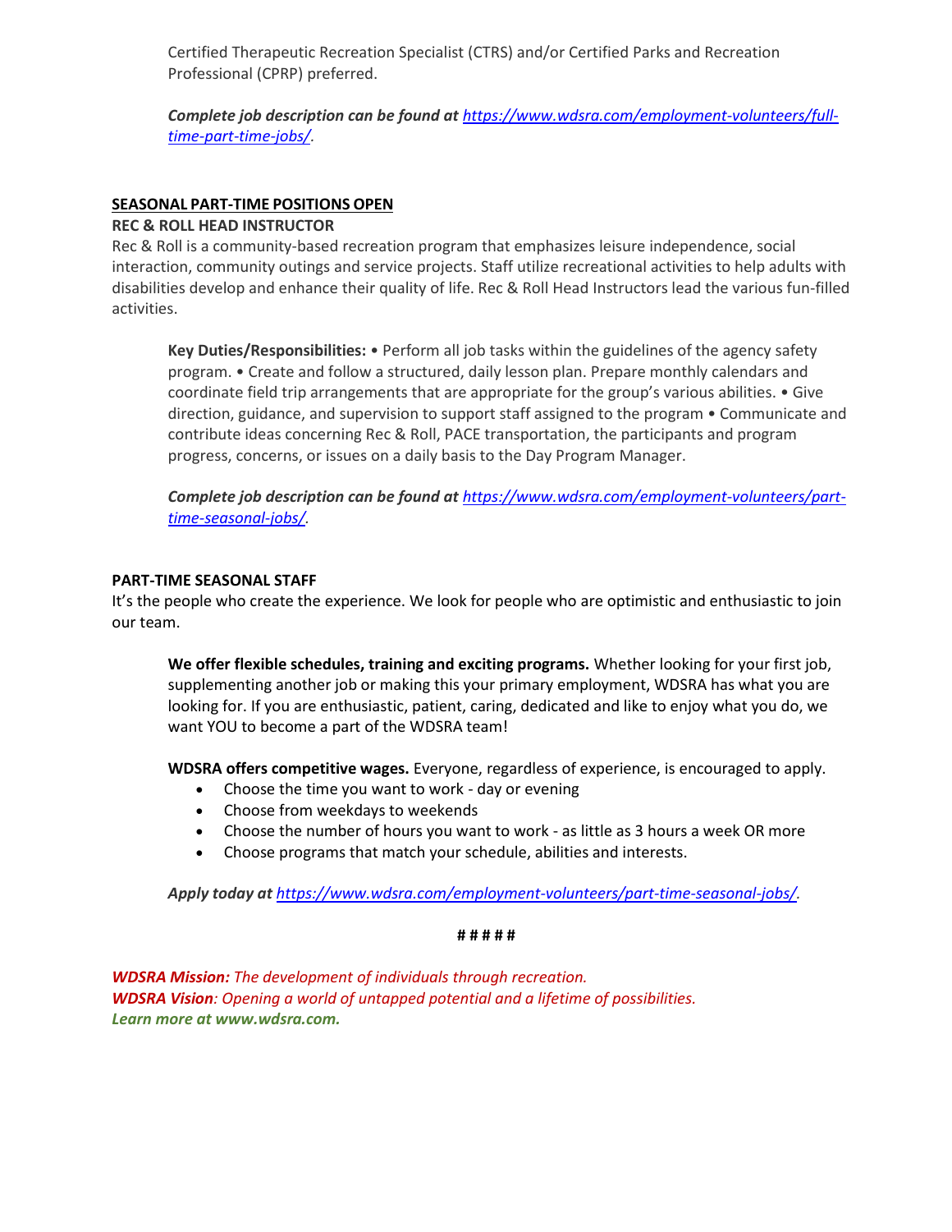Certified Therapeutic Recreation Specialist (CTRS) and/or Certified Parks and Recreation Professional (CPRP) preferred.

***Complete job description can be found at*** *[https://www.wdsra.com/employment-volunteers/full-time-part-time-jobs/](https://www.wdsra.com/employment-volunteers/full-time-part-time-jobs/).*

**SEASONAL PART-TIME POSITIONS OPEN**

**REC & ROLL HEAD INSTRUCTOR**

Rec & Roll is a community-based recreation program that emphasizes leisure independence, social interaction, community outings and service projects. Staff utilize recreational activities to help adults with disabilities develop and enhance their quality of life. Rec & Roll Head Instructors lead the various fun-filled activities.

**Key Duties/Responsibilities:** • Perform all job tasks within the guidelines of the agency safety program. • Create and follow a structured, daily lesson plan. Prepare monthly calendars and coordinate field trip arrangements that are appropriate for the group's various abilities. • Give direction, guidance, and supervision to support staff assigned to the program • Communicate and contribute ideas concerning Rec & Roll, PACE transportation, the participants and program progress, concerns, or issues on a daily basis to the Day Program Manager.

***Complete job description can be found at*** *[https://www.wdsra.com/employment-volunteers/part-time-seasonal-jobs/](https://www.wdsra.com/employment-volunteers/part-time-seasonal-jobs/).*

**PART-TIME SEASONAL STAFF**

It's the people who create the experience. We look for people who are optimistic and enthusiastic to join our team.

**We offer flexible schedules, training and exciting programs.** Whether looking for your first job, supplementing another job or making this your primary employment, WDSRA has what you are looking for. If you are enthusiastic, patient, caring, dedicated and like to enjoy what you do, we want YOU to become a part of the WDSRA team!

**WDSRA offers competitive wages.** Everyone, regardless of experience, is encouraged to apply.

- Choose the time you want to work - day or evening
- Choose from weekdays to weekends
- Choose the number of hours you want to work - as little as 3 hours a week OR more
- Choose programs that match your schedule, abilities and interests.

***Apply today at*** *[https://www.wdsra.com/employment-volunteers/part-time-seasonal-jobs/](https://www.wdsra.com/employment-volunteers/part-time-seasonal-jobs/).*

# # # # #

***WDSRA Mission:*** *The development of individuals through recreation.*
***WDSRA Vision****: Opening a world of untapped potential and a lifetime of possibilities.*
***Learn more at www.wdsra.com.***